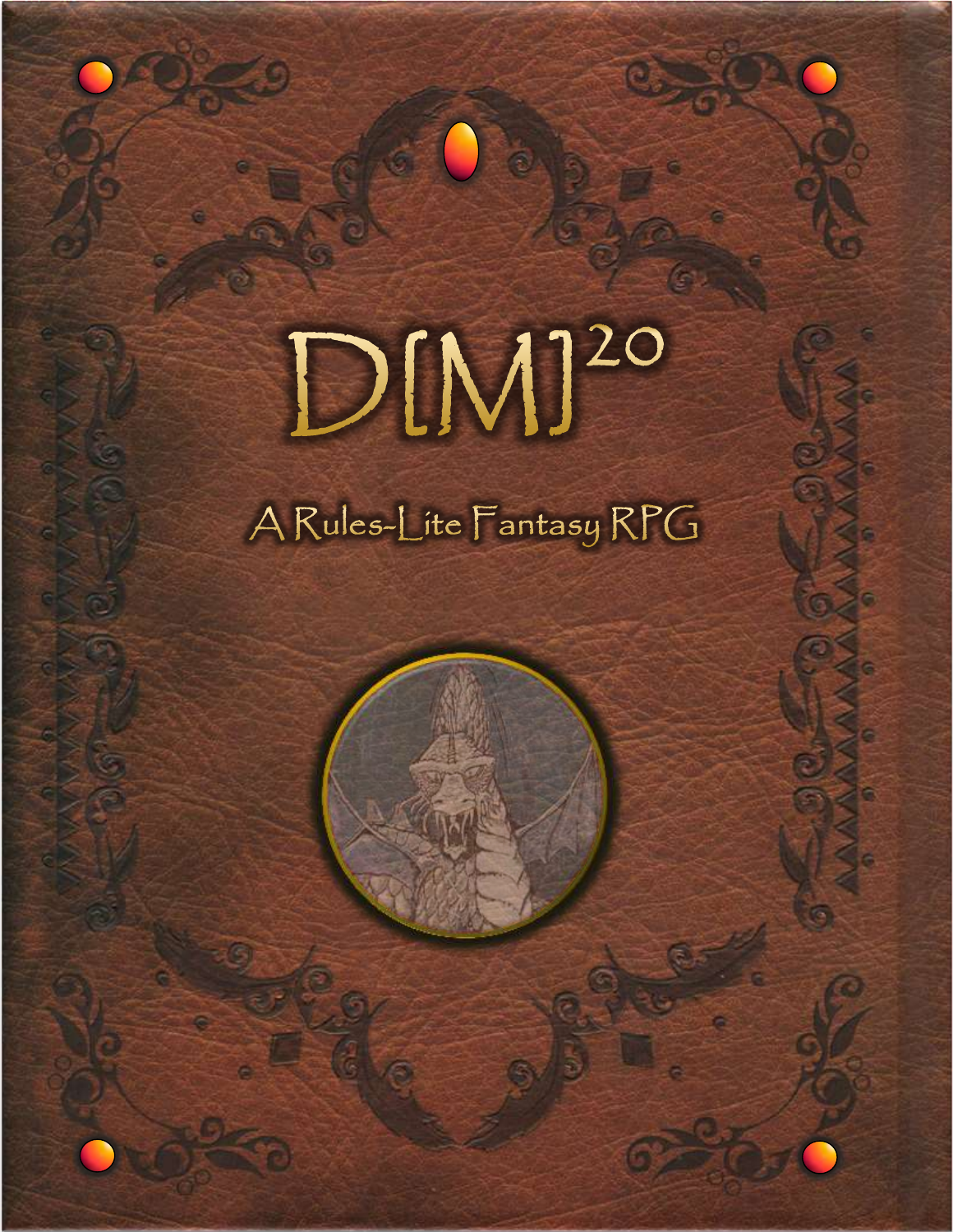# D[M]$^{20}$

A Rules-Lite Fantasy RPG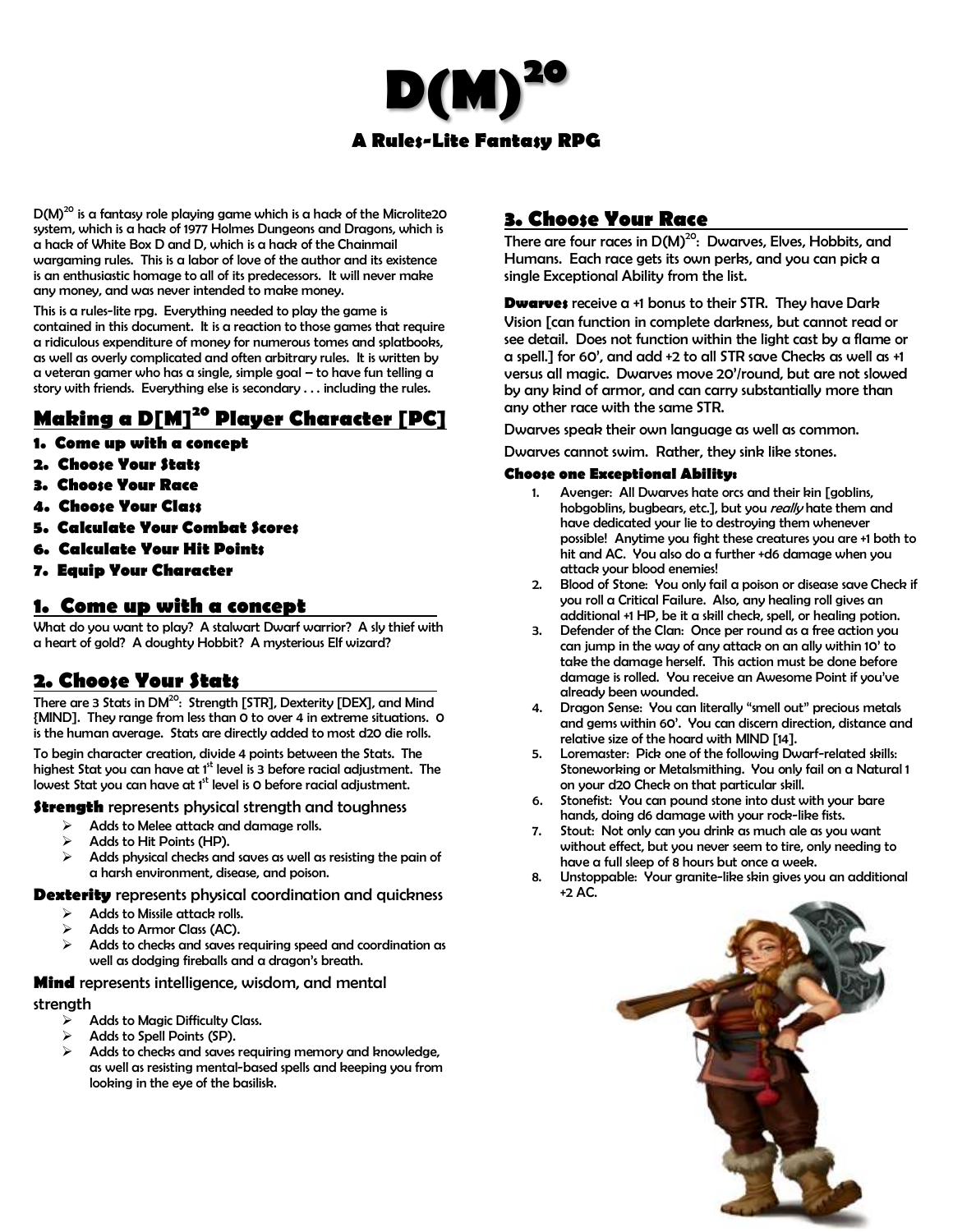# $D(M)^{20}$

## A Rules-Lite Fantasy RPG

$D(M)^{20}$ is a fantasy role playing game which is a hack of the Microlite20 system, which is a hack of 1977 Holmes Dungeons and Dragons, which is a hack of White Box D and D, which is a hack of the Chainmail wargaming rules. This is a labor of love of the author and its existence is an enthusiastic homage to all of its predecessors. It will never make any money, and was never intended to make money.

This is a rules-lite rpg. Everything needed to play the game is contained in this document. It is a reaction to those games that require a ridiculous expenditure of money for numerous tomes and splatbooks, as well as overly complicated and often arbitrary rules. It is written by a veteran gamer who has a single, simple goal – to have fun telling a story with friends. Everything else is secondary . . . including the rules.

## Making a $D[M]^{20}$ Player Character [PC]

1. **Come up with a concept**
2. **Choose Your Stats**
3. **Choose Your Race**
4. **Choose Your Class**
5. **Calculate Your Combat Scores**
6. **Calculate Your Hit Points**
7. **Equip Your Character**

## 1. Come up with a concept

What do you want to play? A stalwart Dwarf warrior? A sly thief with a heart of gold? A doughty Hobbit? A mysterious Elf wizard?

## 2. Choose Your Stats

There are 3 Stats in $DM^{20}$: Strength [STR], Dexterity [DEX], and Mind {MIND]. They range from less than 0 to over 4 in extreme situations. 0 is the human average. Stats are directly added to most d20 die rolls.

To begin character creation, divide 4 points between the Stats. The highest Stat you can have at 1st level is 3 before racial adjustment. The lowest Stat you can have at 1st level is 0 before racial adjustment.

**Strength** represents physical strength and toughness

- Adds to Melee attack and damage rolls.
- Adds to Hit Points (HP).
- Adds physical checks and saves as well as resisting the pain of a harsh environment, disease, and poison.

**Dexterity** represents physical coordination and quickness

- Adds to Missile attack rolls.
- Adds to Armor Class (AC).
- Adds to checks and saves requiring speed and coordination as well as dodging fireballs and a dragon's breath.

**Mind** represents intelligence, wisdom, and mental strength

- Adds to Magic Difficulty Class.
- Adds to Spell Points (SP).
- Adds to checks and saves requiring memory and knowledge, as well as resisting mental-based spells and keeping you from looking in the eye of the basilisk.

## 3. Choose Your Race

There are four races in $D(M)^{20}$: Dwarves, Elves, Hobbits, and Humans. Each race gets its own perks, and you can pick a single Exceptional Ability from the list.

**Dwarves** receive a +1 bonus to their STR. They have Dark Vision [can function in complete darkness, but cannot read or see detail. Does not function within the light cast by a flame or a spell.] for 60', and add +2 to all STR save Checks as well as +1 versus all magic. Dwarves move 20'/round, but are not slowed by any kind of armor, and can carry substantially more than any other race with the same STR.

Dwarves speak their own language as well as common.

Dwarves cannot swim. Rather, they sink like stones.

**Choose one Exceptional Ability:**

1. Avenger: All Dwarves hate orcs and their kin [goblins, hobgoblins, bugbears, etc.], but you *really* hate them and have dedicated your lie to destroying them whenever possible! Anytime you fight these creatures you are +1 both to hit and AC. You also do a further +d6 damage when you attack your blood enemies!
2. Blood of Stone: You only fail a poison or disease save Check if you roll a Critical Failure. Also, any healing roll gives an additional +1 HP, be it a skill check, spell, or healing potion.
3. Defender of the Clan: Once per round as a free action you can jump in the way of any attack on an ally within 10' to take the damage herself. This action must be done before damage is rolled. You receive an Awesome Point if you've already been wounded.
4. Dragon Sense: You can literally "smell out" precious metals and gems within 60'. You can discern direction, distance and relative size of the hoard with MIND [14].
5. Loremaster: Pick one of the following Dwarf-related skills: Stoneworking or Metalsmithing. You only fail on a Natural 1 on your d20 Check on that particular skill.
6. Stonefist: You can pound stone into dust with your bare hands, doing d6 damage with your rock-like fists.
7. Stout: Not only can you drink as much ale as you want without effect, but you never seem to tire, only needing to have a full sleep of 8 hours but once a week.
8. Unstoppable: Your granite-like skin gives you an additional +2 AC.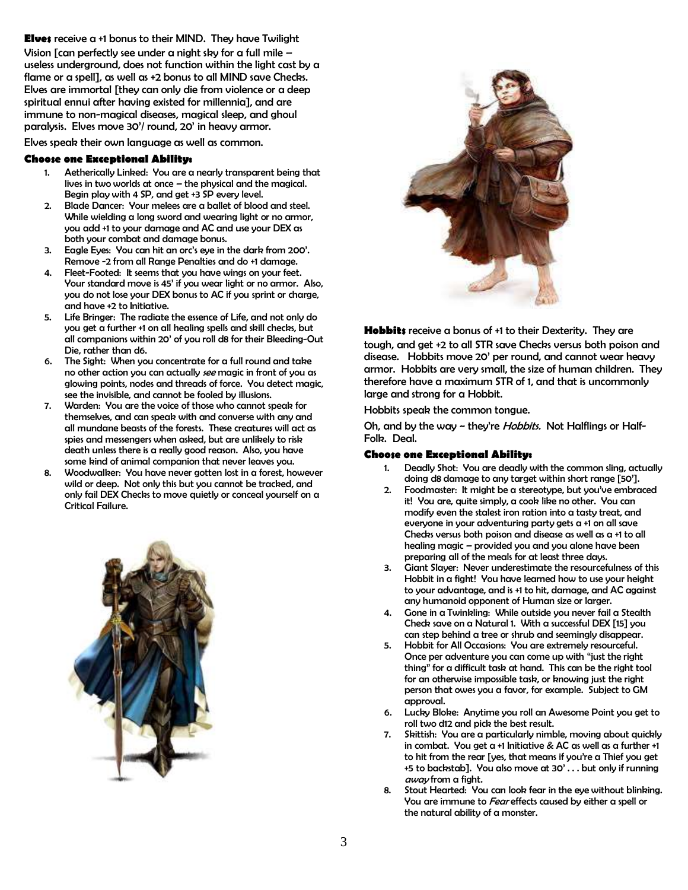**Elves** receive a +1 bonus to their MIND. They have Twilight Vision [can perfectly see under a night sky for a full mile – useless underground, does not function within the light cast by a flame or a spell], as well as +2 bonus to all MIND save Checks. Elves are immortal [they can only die from violence or a deep spiritual ennui after having existed for millennia], and are immune to non-magical diseases, magical sleep, and ghoul paralysis. Elves move 30'/ round, 20' in heavy armor.

Elves speak their own language as well as common.

#### Choose one Exceptional Ability:

1. Aetherically Linked: You are a nearly transparent being that lives in two worlds at once – the physical and the magical. Begin play with 4 SP, and get +3 SP every level.
2. Blade Dancer: Your melees are a ballet of blood and steel. While wielding a long sword and wearing light or no armor, you add +1 to your damage and AC and use your DEX as both your combat and damage bonus.
3. Eagle Eyes: You can hit an orc's eye in the dark from 200'. Remove -2 from all Range Penalties and do +1 damage.
4. Fleet-Footed: It seems that you have wings on your feet. Your standard move is 45' if you wear light or no armor. Also, you do not lose your DEX bonus to AC if you sprint or charge, and have +2 to Initiative.
5. Life Bringer: The radiate the essence of Life, and not only do you get a further +1 on all healing spells and skill checks, but all companions within 20' of you roll d8 for their Bleeding-Out Die, rather than d6.
6. The Sight: When you concentrate for a full round and take no other action you can actually *see* magic in front of you as glowing points, nodes and threads of force. You detect magic, see the invisible, and cannot be fooled by illusions.
7. Warden: You are the voice of those who cannot speak for themselves, and can speak with and converse with any and all mundane beasts of the forests. These creatures will act as spies and messengers when asked, but are unlikely to risk death unless there is a really good reason. Also, you have some kind of animal companion that never leaves you.
8. Woodwalker: You have never gotten lost in a forest, however wild or deep. Not only this but you cannot be tracked, and only fail DEX Checks to move quietly or conceal yourself on a Critical Failure.

**Hobbits** receive a bonus of +1 to their Dexterity. They are tough, and get +2 to all STR save Checks versus both poison and disease. Hobbits move 20' per round, and cannot wear heavy armor. Hobbits are very small, the size of human children. They therefore have a maximum STR of 1, and that is uncommonly large and strong for a Hobbit.

Hobbits speak the common tongue.

Oh, and by the way ~ they're *Hobbits*. Not Halflings or Half-Folk. Deal.

#### Choose one Exceptional Ability:

1. Deadly Shot: You are deadly with the common sling, actually doing d8 damage to any target within short range [50'].
2. Foodmaster: It might be a stereotype, but you've embraced it! You are, quite simply, a cook like no other. You can modify even the stalest iron ration into a tasty treat, and everyone in your adventuring party gets a +1 on all save Checks versus both poison and disease as well as a +1 to all healing magic – provided you and you alone have been preparing all of the meals for at least three days.
3. Giant Slayer: Never underestimate the resourcefulness of this Hobbit in a fight! You have learned how to use your height to your advantage, and is +1 to hit, damage, and AC against any humanoid opponent of Human size or larger.
4. Gone in a Twinkling: While outside you never fail a Stealth Check save on a Natural 1. With a successful DEX [15] you can step behind a tree or shrub and seemingly disappear.
5. Hobbit for All Occasions: You are extremely resourceful. Once per adventure you can come up with "just the right thing" for a difficult task at hand. This can be the right tool for an otherwise impossible task, or knowing just the right person that owes you a favor, for example. Subject to GM approval.
6. Lucky Bloke: Anytime you roll an Awesome Point you get to roll two d12 and pick the best result.
7. Skittish: You are a particularly nimble, moving about quickly in combat. You get a +1 Initiative & AC as well as a further +1 to hit from the rear [yes, that means if you're a Thief you get +5 to backstab]. You also move at 30' . . . but only if running *away* from a fight.
8. Stout Hearted: You can look fear in the eye without blinking. You are immune to *Fear* effects caused by either a spell or the natural ability of a monster.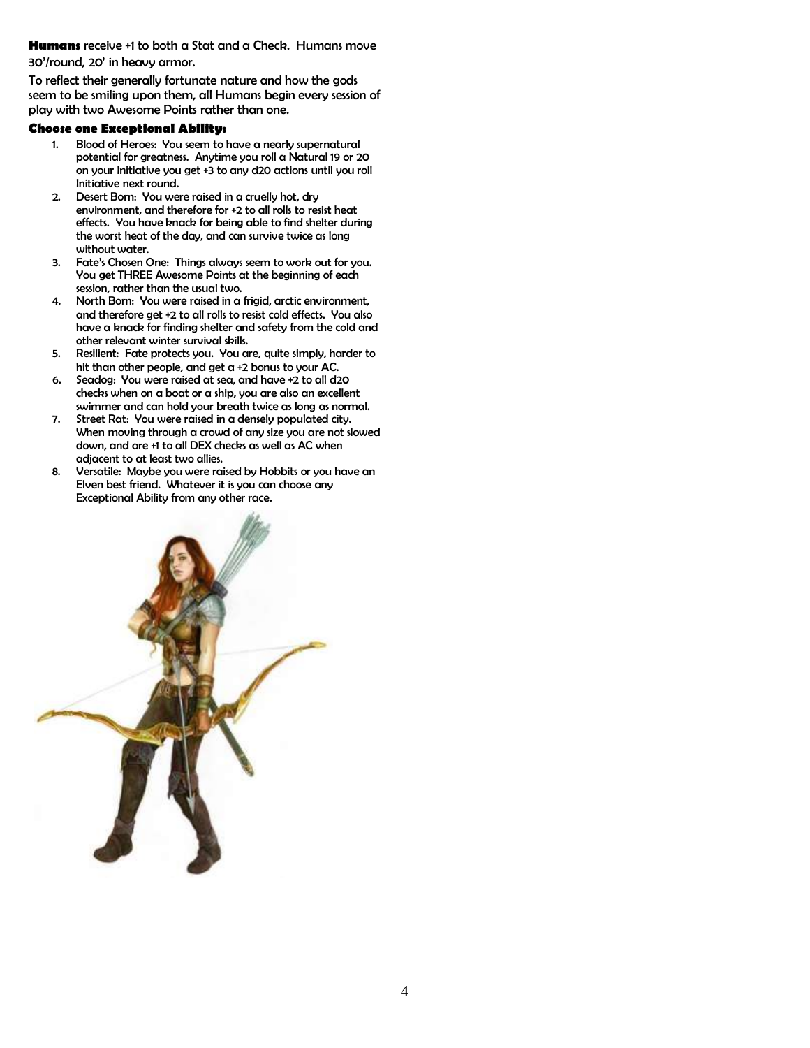**Humans** receive +1 to both a Stat and a Check. Humans move 30'/round, 20' in heavy armor.

To reflect their generally fortunate nature and how the gods seem to be smiling upon them, all Humans begin every session of play with two Awesome Points rather than one.

**Choose one Exceptional Ability:**

1. Blood of Heroes: You seem to have a nearly supernatural potential for greatness. Anytime you roll a Natural 19 or 20 on your Initiative you get +3 to any d20 actions until you roll Initiative next round.
2. Desert Born: You were raised in a cruelly hot, dry environment, and therefore for +2 to all rolls to resist heat effects. You have knack for being able to find shelter during the worst heat of the day, and can survive twice as long without water.
3. Fate's Chosen One: Things always seem to work out for you. You get THREE Awesome Points at the beginning of each session, rather than the usual two.
4. North Born: You were raised in a frigid, arctic environment, and therefore get +2 to all rolls to resist cold effects. You also have a knack for finding shelter and safety from the cold and other relevant winter survival skills.
5. Resilient: Fate protects you. You are, quite simply, harder to hit than other people, and get a +2 bonus to your AC.
6. Seadog: You were raised at sea, and have +2 to all d20 checks when on a boat or a ship, you are also an excellent swimmer and can hold your breath twice as long as normal.
7. Street Rat: You were raised in a densely populated city. When moving through a crowd of any size you are not slowed down, and are +1 to all DEX checks as well as AC when adjacent to at least two allies.
8. Versatile: Maybe you were raised by Hobbits or you have an Elven best friend. Whatever it is you can choose any Exceptional Ability from any other race.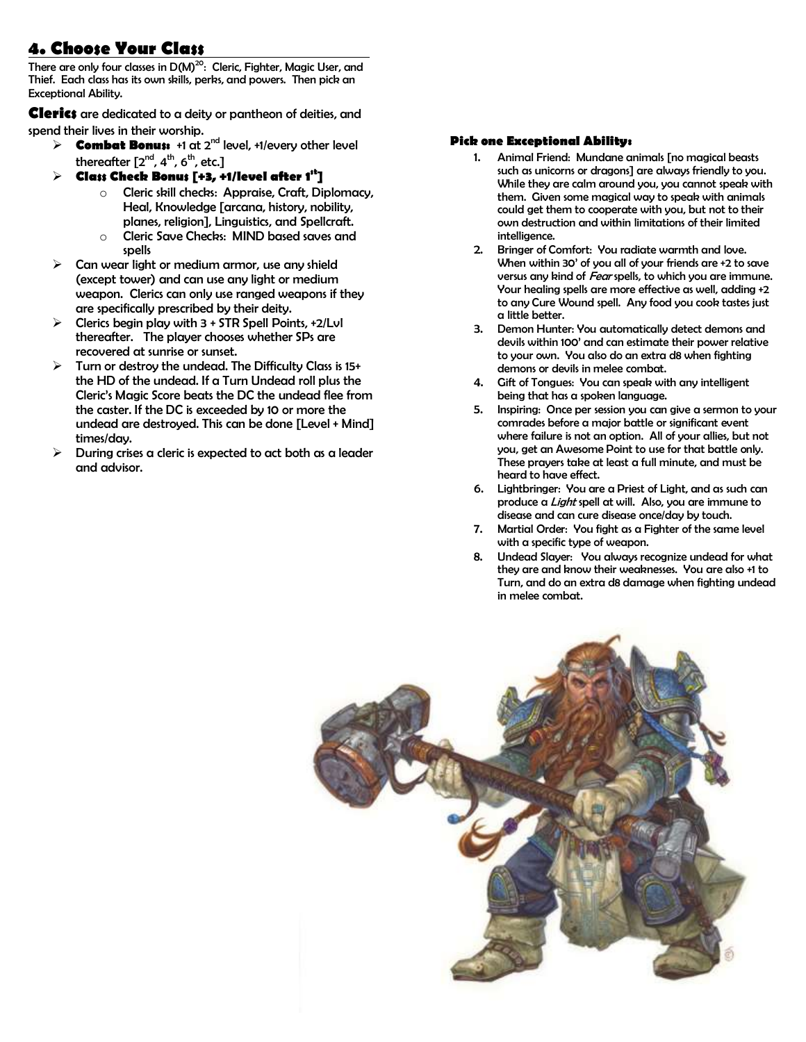## 4. Choose Your Class

There are only four classes in D(M)[20]: Cleric, Fighter, Magic User, and Thief. Each class has its own skills, perks, and powers. Then pick an Exceptional Ability.

### Clerics

**Clerics** are dedicated to a deity or pantheon of deities, and spend their lives in their worship.

- **Combat Bonus:** +1 at 2nd level, +1/every other level thereafter [2nd, 4th, 6th, etc.]
- **Class Check Bonus [+3, +1/level after 1st]**
  - Cleric skill checks: Appraise, Craft, Diplomacy, Heal, Knowledge [arcana, history, nobility, planes, religion], Linguistics, and Spellcraft.
  - Cleric Save Checks: MIND based saves and spells
- Can wear light or medium armor, use any shield (except tower) and can use any light or medium weapon. Clerics can only use ranged weapons if they are specifically prescribed by their deity.
- Clerics begin play with 3 + STR Spell Points, +2/Lvl thereafter. The player chooses whether SPs are recovered at sunrise or sunset.
- Turn or destroy the undead. The Difficulty Class is 15+ the HD of the undead. If a Turn Undead roll plus the Cleric's Magic Score beats the DC the undead flee from the caster. If the DC is exceeded by 10 or more the undead are destroyed. This can be done [Level + Mind] times/day.
- During crises a cleric is expected to act both as a leader and advisor.

#### Pick one Exceptional Ability:

1. Animal Friend: Mundane animals [no magical beasts such as unicorns or dragons] are always friendly to you. While they are calm around you, you cannot speak with them. Given some magical way to speak with animals could get them to cooperate with you, but not to their own destruction and within limitations of their limited intelligence.
2. Bringer of Comfort: You radiate warmth and love. When within 30' of you all of your friends are +2 to save versus any kind of *Fear* spells, to which you are immune. Your healing spells are more effective as well, adding +2 to any Cure Wound spell. Any food you cook tastes just a little better.
3. Demon Hunter: You automatically detect demons and devils within 100' and can estimate their power relative to your own. You also do an extra d8 when fighting demons or devils in melee combat.
4. Gift of Tongues: You can speak with any intelligent being that has a spoken language.
5. Inspiring: Once per session you can give a sermon to your comrades before a major battle or significant event where failure is not an option. All of your allies, but not you, get an Awesome Point to use for that battle only. These prayers take at least a full minute, and must be heard to have effect.
6. Lightbringer: You are a Priest of Light, and as such can produce a *Light* spell at will. Also, you are immune to disease and can cure disease once/day by touch.
7. Martial Order: You fight as a Fighter of the same level with a specific type of weapon.
8. Undead Slayer: You always recognize undead for what they are and know their weaknesses. You are also +1 to Turn, and do an extra d8 damage when fighting undead in melee combat.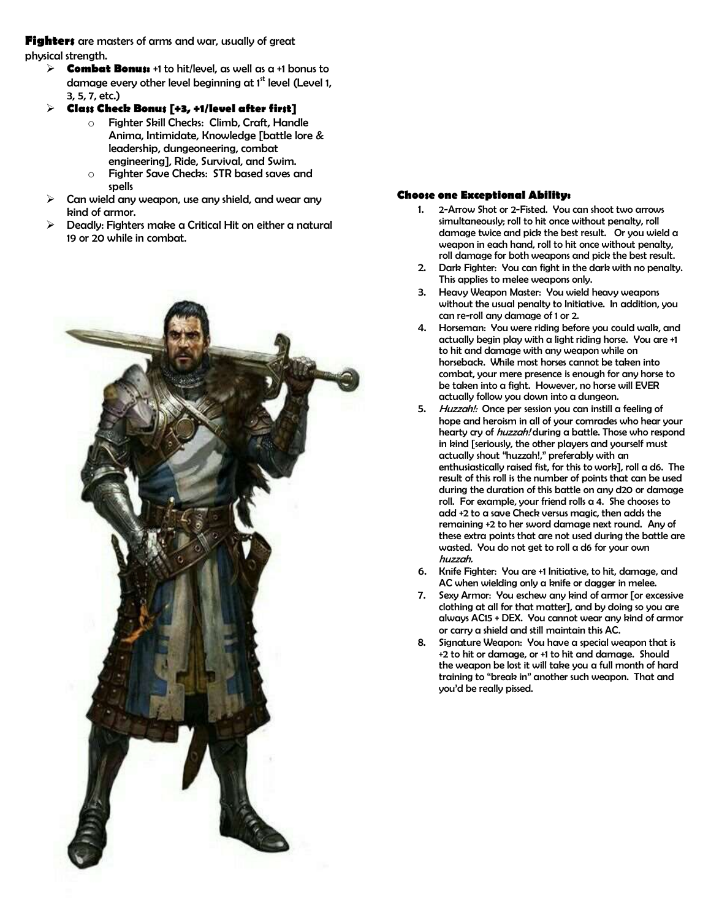**Fighters** are masters of arms and war, usually of great physical strength.

- **Combat Bonus:** +1 to hit/level, as well as a +1 bonus to damage every other level beginning at 1st level (Level 1, 3, 5, 7, etc.)
- **Class Check Bonus [+3, +1/level after first]**
  - Fighter Skill Checks: Climb, Craft, Handle Anima, Intimidate, Knowledge [battle lore & leadership, dungeoneering, combat engineering], Ride, Survival, and Swim.
  - Fighter Save Checks: STR based saves and spells
- Can wield any weapon, use any shield, and wear any kind of armor.
- Deadly: Fighters make a Critical Hit on either a natural 19 or 20 while in combat.

#### Choose one Exceptional Ability:

1. 2-Arrow Shot or 2-Fisted. You can shoot two arrows simultaneously; roll to hit once without penalty, roll damage twice and pick the best result. Or you wield a weapon in each hand, roll to hit once without penalty, roll damage for both weapons and pick the best result.
2. Dark Fighter: You can fight in the dark with no penalty. This applies to melee weapons only.
3. Heavy Weapon Master: You wield heavy weapons without the usual penalty to Initiative. In addition, you can re-roll any damage of 1 or 2.
4. Horseman: You were riding before you could walk, and actually begin play with a light riding horse. You are +1 to hit and damage with any weapon while on horseback. While most horses cannot be taken into combat, your mere presence is enough for any horse to be taken into a fight. However, no horse will EVER actually follow you down into a dungeon.
5. *Huzzah!:* Once per session you can instill a feeling of hope and heroism in all of your comrades who hear your hearty cry of *huzzah!* during a battle. Those who respond in kind [seriously, the other players and yourself must actually shout "huzzah!," preferably with an enthusiastically raised fist, for this to work], roll a d6. The result of this roll is the number of points that can be used during the duration of this battle on any d20 or damage roll. For example, your friend rolls a 4. She chooses to add +2 to a save Check versus magic, then adds the remaining +2 to her sword damage next round. Any of these extra points that are not used during the battle are wasted. You do not get to roll a d6 for your own *huzzah.*
6. Knife Fighter: You are +1 Initiative, to hit, damage, and AC when wielding only a knife or dagger in melee.
7. Sexy Armor: You eschew any kind of armor [or excessive clothing at all for that matter], and by doing so you are always AC15 + DEX. You cannot wear any kind of armor or carry a shield and still maintain this AC.
8. Signature Weapon: You have a special weapon that is +2 to hit or damage, or +1 to hit and damage. Should the weapon be lost it will take you a full month of hard training to "break in" another such weapon. That and you'd be really pissed.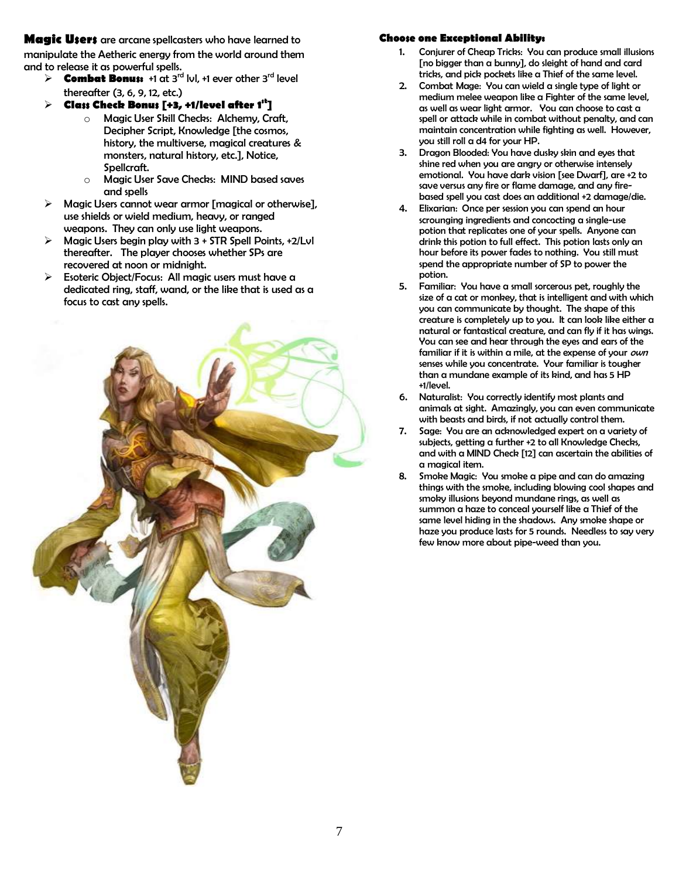**Magic Users** are arcane spellcasters who have learned to manipulate the Aetheric energy from the world around them and to release it as powerful spells.

- **Combat Bonus:** +1 at 3rd lvl, +1 ever other 3rd level thereafter (3, 6, 9, 12, etc.)
- **Class Check Bonus [+3, +1/level after 1st]**
  - Magic User Skill Checks: Alchemy, Craft, Decipher Script, Knowledge [the cosmos, history, the multiverse, magical creatures & monsters, natural history, etc.], Notice, Spellcraft.
  - Magic User Save Checks: MIND based saves and spells
- Magic Users cannot wear armor [magical or otherwise], use shields or wield medium, heavy, or ranged weapons. They can only use light weapons.
- Magic Users begin play with 3 + STR Spell Points, +2/Lvl thereafter. The player chooses whether SPs are recovered at noon or midnight.
- Esoteric Object/Focus: All magic users must have a dedicated ring, staff, wand, or the like that is used as a focus to cast any spells.

**Choose one Exceptional Ability:**

1. Conjurer of Cheap Tricks: You can produce small illusions [no bigger than a bunny], do sleight of hand and card tricks, and pick pockets like a Thief of the same level.
2. Combat Mage: You can wield a single type of light or medium melee weapon like a Fighter of the same level, as well as wear light armor. You can choose to cast a spell or attack while in combat without penalty, and can maintain concentration while fighting as well. However, you still roll a d4 for your HP.
3. Dragon Blooded: You have dusky skin and eyes that shine red when you are angry or otherwise intensely emotional. You have dark vision [see Dwarf], are +2 to save versus any fire or flame damage, and any fire-based spell you cast does an additional +2 damage/die.
4. Elixarian: Once per session you can spend an hour scrounging ingredients and concocting a single-use potion that replicates one of your spells. Anyone can drink this potion to full effect. This potion lasts only an hour before its power fades to nothing. You still must spend the appropriate number of SP to power the potion.
5. Familiar: You have a small sorcerous pet, roughly the size of a cat or monkey, that is intelligent and with which you can communicate by thought. The shape of this creature is completely up to you. It can look like either a natural or fantastical creature, and can fly if it has wings. You can see and hear through the eyes and ears of the familiar if it is within a mile, at the expense of your *own* senses while you concentrate. Your familiar is tougher than a mundane example of its kind, and has 5 HP +1/level.
6. Naturalist: You correctly identify most plants and animals at sight. Amazingly, you can even communicate with beasts and birds, if not actually control them.
7. Sage: You are an acknowledged expert on a variety of subjects, getting a further +2 to all Knowledge Checks, and with a MIND Check [12] can ascertain the abilities of a magical item.
8. Smoke Magic: You smoke a pipe and can do amazing things with the smoke, including blowing cool shapes and smoky illusions beyond mundane rings, as well as summon a haze to conceal yourself like a Thief of the same level hiding in the shadows. Any smoke shape or haze you produce lasts for 5 rounds. Needless to say very few know more about pipe-weed than you.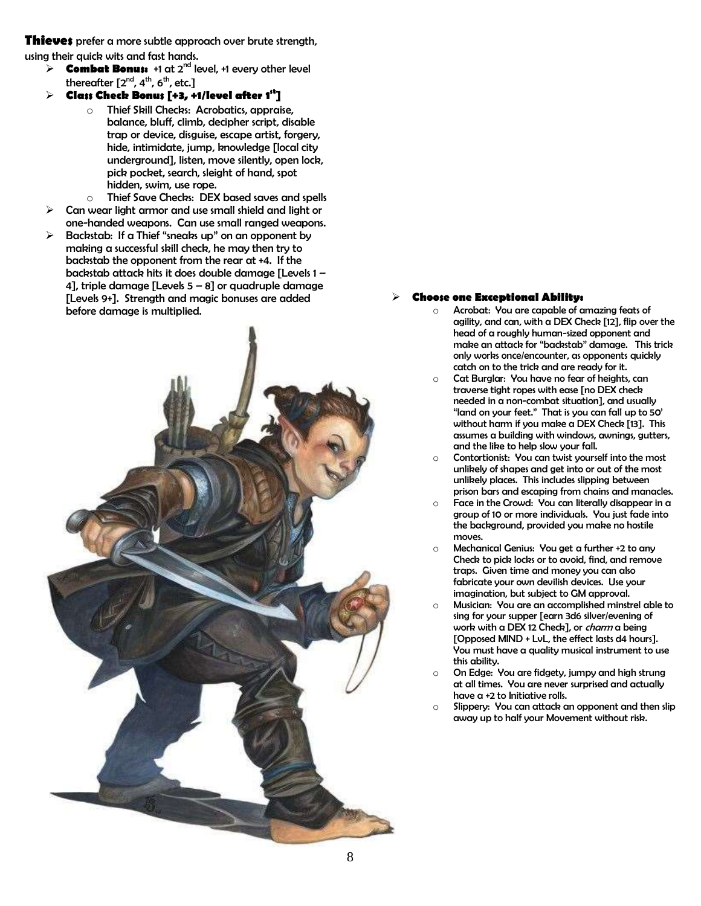**Thieves** prefer a more subtle approach over brute strength, using their quick wits and fast hands.

- **Combat Bonus:** +1 at 2nd level, +1 every other level thereafter [2nd, 4th, 6th, etc.]
- **Class Check Bonus [+3, +1/level after 1st]**
  - Thief Skill Checks: Acrobatics, appraise, balance, bluff, climb, decipher script, disable trap or device, disguise, escape artist, forgery, hide, intimidate, jump, knowledge [local city underground], listen, move silently, open lock, pick pocket, search, sleight of hand, spot hidden, swim, use rope.
  - Thief Save Checks: DEX based saves and spells
- Can wear light armor and use small shield and light or one-handed weapons. Can use small ranged weapons.
- Backstab: If a Thief "sneaks up" on an opponent by making a successful skill check, he may then try to backstab the opponent from the rear at +4. If the backstab attack hits it does double damage [Levels 1 – 4], triple damage [Levels 5 – 8] or quadruple damage [Levels 9+]. Strength and magic bonuses are added before damage is multiplied.
- **Choose one Exceptional Ability:**
  - Acrobat: You are capable of amazing feats of agility, and can, with a DEX Check [12], flip over the head of a roughly human-sized opponent and make an attack for "backstab" damage. This trick only works once/encounter, as opponents quickly catch on to the trick and are ready for it.
  - Cat Burglar: You have no fear of heights, can traverse tight ropes with ease [no DEX check needed in a non-combat situation], and usually "land on your feet." That is you can fall up to 50' without harm if you make a DEX Check [13]. This assumes a building with windows, awnings, gutters, and the like to help slow your fall.
  - Contortionist: You can twist yourself into the most unlikely of shapes and get into or out of the most unlikely places. This includes slipping between prison bars and escaping from chains and manacles.
  - Face in the Crowd: You can literally disappear in a group of 10 or more individuals. You just fade into the background, provided you make no hostile moves.
  - Mechanical Genius: You get a further +2 to any Check to pick locks or to avoid, find, and remove traps. Given time and money you can also fabricate your own devilish devices. Use your imagination, but subject to GM approval.
  - Musician: You are an accomplished minstrel able to sing for your supper [earn 3d6 silver/evening of work with a DEX 12 Check], or *charm* a being [Opposed MIND + LvL, the effect lasts d4 hours]. You must have a quality musical instrument to use this ability.
  - On Edge: You are fidgety, jumpy and high strung at all times. You are never surprised and actually have a +2 to Initiative rolls.
  - Slippery: You can attack an opponent and then slip away up to half your Movement without risk.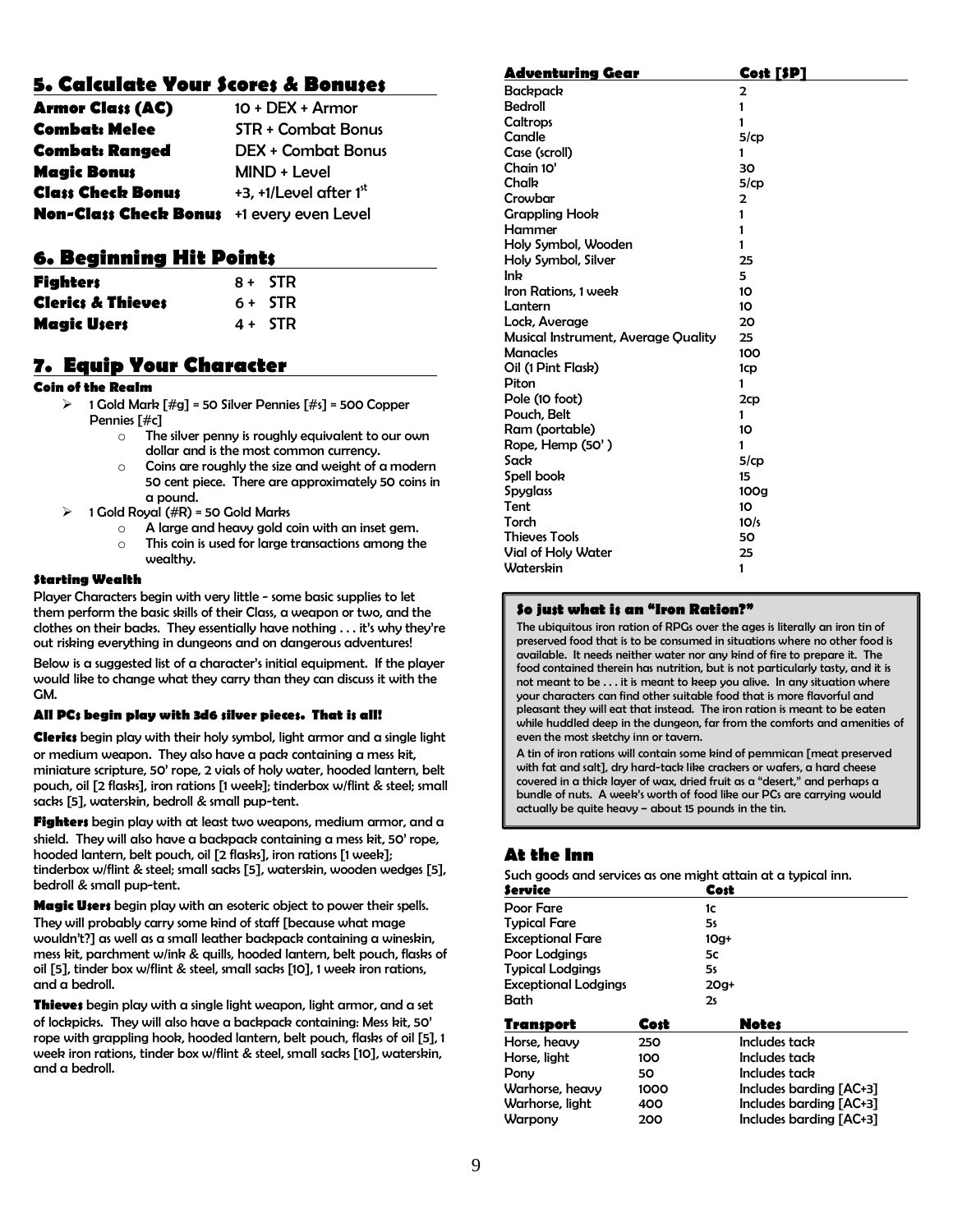## 5. Calculate Your Scores & Bonuses

| | |
|---|---|
| **Armor Class (AC)** | 10 + DEX + Armor |
| **Combat: Melee** | STR + Combat Bonus |
| **Combat: Ranged** | DEX + Combat Bonus |
| **Magic Bonus** | MIND + Level |
| **Class Check Bonus** | +3, +1/Level after 1st |
| **Non-Class Check Bonus** | +1 every even Level |

## 6. Beginning Hit Points

| | |
|---|---|
| **Fighters** | 8 + STR |
| **Clerics & Thieves** | 6 + STR |
| **Magic Users** | 4 + STR |

## 7. Equip Your Character

#### Coin of the Realm

- 1 Gold Mark [#g] = 50 Silver Pennies [#s] = 500 Copper Pennies [#c]
  - The silver penny is roughly equivalent to our own dollar and is the most common currency.
  - Coins are roughly the size and weight of a modern 50 cent piece. There are approximately 50 coins in a pound.
- 1 Gold Royal (#R) = 50 Gold Marks
  - A large and heavy gold coin with an inset gem.
  - This coin is used for large transactions among the wealthy.

#### Starting Wealth

Player Characters begin with very little - some basic supplies to let them perform the basic skills of their Class, a weapon or two, and the clothes on their backs. They essentially have nothing . . . it's why they're out risking everything in dungeons and on dangerous adventures!

Below is a suggested list of a character's initial equipment. If the player would like to change what they carry than they can discuss it with the GM.

**All PCs begin play with 3d6 silver pieces. That is all!**

**Clerics** begin play with their holy symbol, light armor and a single light or medium weapon. They also have a pack containing a mess kit, miniature scripture, 50' rope, 2 vials of holy water, hooded lantern, belt pouch, oil [2 flasks], iron rations [1 week]; tinderbox w/flint & steel; small sacks [5], waterskin, bedroll & small pup-tent.

**Fighters** begin play with at least two weapons, medium armor, and a shield. They will also have a backpack containing a mess kit, 50' rope, hooded lantern, belt pouch, oil [2 flasks], iron rations [1 week]; tinderbox w/flint & steel; small sacks [5], waterskin, wooden wedges [5], bedroll & small pup-tent.

**Magic Users** begin play with an esoteric object to power their spells. They will probably carry some kind of staff [because what mage wouldn't?] as well as a small leather backpack containing a wineskin, mess kit, parchment w/ink & quills, hooded lantern, belt pouch, flasks of oil [5], tinder box w/flint & steel, small sacks [10], 1 week iron rations, and a bedroll.

**Thieves** begin play with a single light weapon, light armor, and a set of lockpicks. They will also have a backpack containing: Mess kit, 50' rope with grappling hook, hooded lantern, belt pouch, flasks of oil [5], 1 week iron rations, tinder box w/flint & steel, small sacks [10], waterskin, and a bedroll.

| Adventuring Gear | Cost [SP] |
|---|---|
| Backpack | 2 |
| Bedroll | 1 |
| Caltrops | 1 |
| Candle | 5/cp |
| Case (scroll) | 1 |
| Chain 10' | 30 |
| Chalk | 5/cp |
| Crowbar | 2 |
| Grappling Hook | 1 |
| Hammer | 1 |
| Holy Symbol, Wooden | 1 |
| Holy Symbol, Silver | 25 |
| Ink | 5 |
| Iron Rations, 1 week | 10 |
| Lantern | 10 |
| Lock, Average | 20 |
| Musical Instrument, Average Quality | 25 |
| Manacles | 100 |
| Oil (1 Pint Flask) | 1cp |
| Piton | 1 |
| Pole (10 foot) | 2cp |
| Pouch, Belt | 1 |
| Ram (portable) | 10 |
| Rope, Hemp (50' ) | 1 |
| Sack | 5/cp |
| Spell book | 15 |
| Spyglass | 100g |
| Tent | 10 |
| Torch | 10/s |
| Thieves Tools | 50 |
| Vial of Holy Water | 25 |
| Waterskin | 1 |

#### So just what is an "Iron Ration?"

The ubiquitous iron ration of RPGs over the ages is literally an iron tin of preserved food that is to be consumed in situations where no other food is available. It needs neither water nor any kind of fire to prepare it. The food contained therein has nutrition, but is not particularly tasty, and it is not meant to be . . . it is meant to keep you alive. In any situation where your characters can find other suitable food that is more flavorful and pleasant they will eat that instead. The iron ration is meant to be eaten while huddled deep in the dungeon, far from the comforts and amenities of even the most sketchy inn or tavern.

A tin of iron rations will contain some kind of pemmican [meat preserved with fat and salt], dry hard-tack like crackers or wafers, a hard cheese covered in a thick layer of wax, dried fruit as a "desert," and perhaps a bundle of nuts. A week's worth of food like our PCs are carrying would actually be quite heavy ~ about 15 pounds in the tin.

## At the Inn

Such goods and services as one might attain at a typical inn.

| Service | Cost |
|---|---|
| Poor Fare | 1c |
| Typical Fare | 5s |
| Exceptional Fare | 10g+ |
| Poor Lodgings | 5c |
| Typical Lodgings | 5s |
| Exceptional Lodgings | 20g+ |
| Bath | 2s |

| Transport | Cost | Notes |
|---|---|---|
| Horse, heavy | 250 | Includes tack |
| Horse, light | 100 | Includes tack |
| Pony | 50 | Includes tack |
| Warhorse, heavy | 1000 | Includes barding [AC+3] |
| Warhorse, light | 400 | Includes barding [AC+3] |
| Warpony | 200 | Includes barding [AC+3] |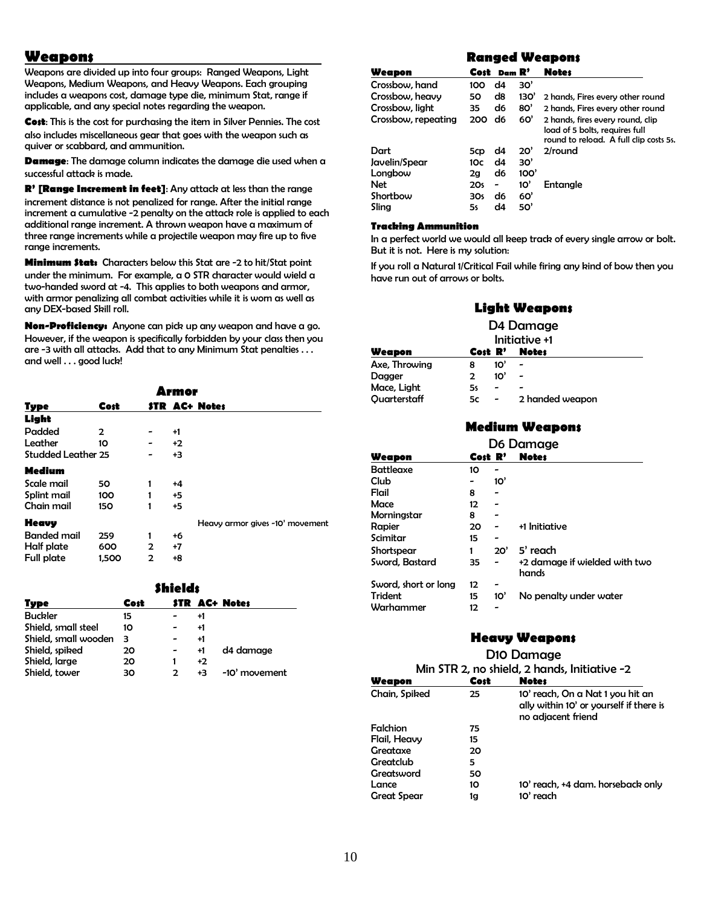## Weapons

Weapons are divided up into four groups: Ranged Weapons, Light Weapons, Medium Weapons, and Heavy Weapons. Each grouping includes a weapons cost, damage type die, minimum Stat, range if applicable, and any special notes regarding the weapon.

**Cost**: This is the cost for purchasing the item in Silver Pennies. The cost also includes miscellaneous gear that goes with the weapon such as quiver or scabbard, and ammunition.

**Damage**: The damage column indicates the damage die used when a successful attack is made.

**R' [Range Increment in feet]**: Any attack at less than the range increment distance is not penalized for range. After the initial range increment a cumulative -2 penalty on the attack role is applied to each additional range increment. A thrown weapon have a maximum of three range increments while a projectile weapon may fire up to five range increments.

**Minimum Stat:** Characters below this Stat are -2 to hit/Stat point under the minimum. For example, a 0 STR character would wield a two-handed sword at -4. This applies to both weapons and armor, with armor penalizing all combat activities while it is worn as well as any DEX-based Skill roll.

**Non-Proficiency:** Anyone can pick up any weapon and have a go. However, if the weapon is specifically forbidden by your class then you are -3 with all attacks. Add that to any Minimum Stat penalties . . . and well . . . good luck!

### Armor

| Type | Cost | STR | AC+ | Notes |
|---|---|---|---|---|
| **Light** | | | | |
| Padded | 2 | - | +1 | |
| Leather | 10 | - | +2 | |
| Studded Leather | 25 | - | +3 | |
| **Medium** | | | | |
| Scale mail | 50 | 1 | +4 | |
| Splint mail | 100 | 1 | +5 | |
| Chain mail | 150 | 1 | +5 | |
| **Heavy** | | | | Heavy armor gives -10' movement |
| Banded mail | 259 | 1 | +6 | |
| Half plate | 600 | 2 | +7 | |
| Full plate | 1,500 | 2 | +8 | |

### Shields

| Type | Cost | STR | AC+ | Notes |
|---|---|---|---|---|
| Buckler | 15 | - | +1 | |
| Shield, small steel | 10 | - | +1 | |
| Shield, small wooden | 3 | - | +1 | |
| Shield, spiked | 20 | - | +1 | d4 damage |
| Shield, large | 20 | 1 | +2 | |
| Shield, tower | 30 | 2 | +3 | -10' movement |

### Ranged Weapons

| Weapon | Cost | Dam | R' | Notes |
|---|---|---|---|---|
| Crossbow, hand | 100 | d4 | 30' | |
| Crossbow, heavy | 50 | d8 | 130' | 2 hands, Fires every other round |
| Crossbow, light | 35 | d6 | 80' | 2 hands, Fires every other round |
| Crossbow, repeating | 200 | d6 | 60' | 2 hands, fires every round, clip load of 5 bolts, requires full round to reload. A full clip costs 5s. |
| Dart | 5cp | d4 | 20' | 2/round |
| Javelin/Spear | 10c | d4 | 30' | |
| Longbow | 2g | d6 | 100' | |
| Net | 20s | - | 10' | Entangle |
| Shortbow | 30s | d6 | 60' | |
| Sling | 5s | d4 | 50' | |

#### Tracking Ammunition

In a perfect world we would all keep track of every single arrow or bolt. But it is not. Here is my solution:

If you roll a Natural 1/Critical Fail while firing any kind of bow then you have run out of arrows or bolts.

### Light Weapons

D4 Damage

Initiative +1

| Weapon | Cost | R' | Notes |
|---|---|---|---|
| Axe, Throwing | 8 | 10' | - |
| Dagger | 2 | 10' | - |
| Mace, Light | 5s | - | - |
| Quarterstaff | 5c | - | 2 handed weapon |

### Medium Weapons

D6 Damage

| Weapon | Cost | R' | Notes |
|---|---|---|---|
| Battleaxe | 10 | - | |
| Club | - | 10' | |
| Flail | 8 | - | |
| Mace | 12 | - | |
| Morningstar | 8 | - | |
| Rapier | 20 | - | +1 Initiative |
| Scimitar | 15 | - | |
| Shortspear | 1 | 20' | 5' reach |
| Sword, Bastard | 35 | - | +2 damage if wielded with two hands |
| Sword, short or long | 12 | - | |
| Trident | 15 | 10' | No penalty under water |
| Warhammer | 12 | - | |

### Heavy Weapons

D10 Damage

Min STR 2, no shield, 2 hands, Initiative -2

| Weapon | Cost | Notes |
|---|---|---|
| Chain, Spiked | 25 | 10' reach, On a Nat 1 you hit an ally within 10' or yourself if there is no adjacent friend |
| Falchion | 75 | |
| Flail, Heavy | 15 | |
| Greataxe | 20 | |
| Greatclub | 5 | |
| Greatsword | 50 | |
| Lance | 10 | 10' reach, +4 dam. horseback only |
| Great Spear | 1g | 10' reach |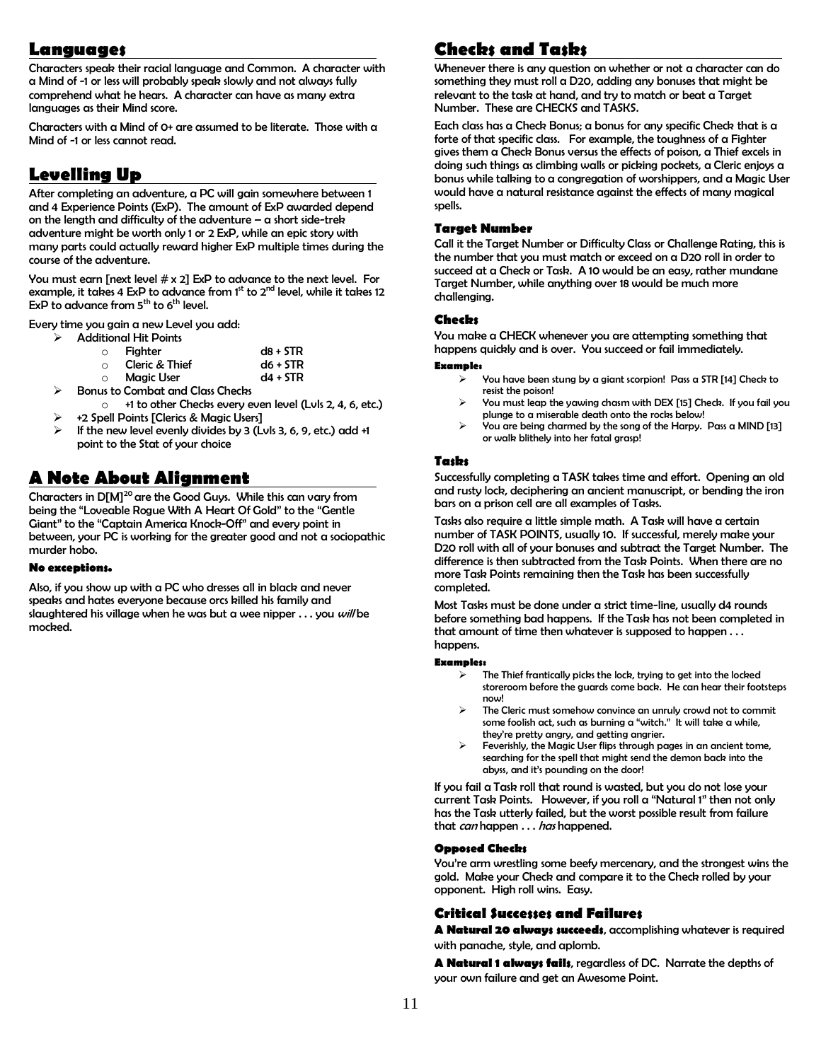## Languages

Characters speak their racial language and Common. A character with a Mind of -1 or less will probably speak slowly and not always fully comprehend what he hears. A character can have as many extra languages as their Mind score.

Characters with a Mind of 0+ are assumed to be literate. Those with a Mind of -1 or less cannot read.

## Levelling Up

After completing an adventure, a PC will gain somewhere between 1 and 4 Experience Points (ExP). The amount of ExP awarded depend on the length and difficulty of the adventure – a short side-trek adventure might be worth only 1 or 2 ExP, while an epic story with many parts could actually reward higher ExP multiple times during the course of the adventure.

You must earn [next level # x 2] ExP to advance to the next level. For example, it takes 4 ExP to advance from 1st to 2nd level, while it takes 12 ExP to advance from 5th to 6th level.

Every time you gain a new Level you add:

- Additional Hit Points
  - Fighter d8 + STR
  - Cleric & Thief d6 + STR
  - Magic User d4 + STR
- Bonus to Combat and Class Checks
  - +1 to other Checks every even level (Lvls 2, 4, 6, etc.)
- +2 Spell Points [Clerics & Magic Users]
- If the new level evenly divides by 3 (Lvls 3, 6, 9, etc.) add +1 point to the Stat of your choice

## A Note About Alignment

Characters in D[M][20] are the Good Guys. While this can vary from being the "Loveable Rogue With A Heart Of Gold" to the "Gentle Giant" to the "Captain America Knock-Off" and every point in between, your PC is working for the greater good and not a sociopathic murder hobo.

#### No exceptions.

Also, if you show up with a PC who dresses all in black and never speaks and hates everyone because orcs killed his family and slaughtered his village when he was but a wee nipper . . . you *will* be mocked.

## Checks and Tasks

Whenever there is any question on whether or not a character can do something they must roll a D20, adding any bonuses that might be relevant to the task at hand, and try to match or beat a Target Number. These are CHECKS and TASKS.

Each class has a Check Bonus; a bonus for any specific Check that is a forte of that specific class. For example, the toughness of a Fighter gives them a Check Bonus versus the effects of poison, a Thief excels in doing such things as climbing walls or picking pockets, a Cleric enjoys a bonus while talking to a congregation of worshippers, and a Magic User would have a natural resistance against the effects of many magical spells.

### Target Number

Call it the Target Number or Difficulty Class or Challenge Rating, this is the number that you must match or exceed on a D20 roll in order to succeed at a Check or Task. A 10 would be an easy, rather mundane Target Number, while anything over 18 would be much more challenging.

### Checks

You make a CHECK whenever you are attempting something that happens quickly and is over. You succeed or fail immediately.

#### Example:

- You have been stung by a giant scorpion! Pass a STR [14] Check to resist the poison!
- You must leap the yawing chasm with DEX [15] Check. If you fail you plunge to a miserable death onto the rocks below!
- You are being charmed by the song of the Harpy. Pass a MIND [13] or walk blithely into her fatal grasp!

### Tasks

Successfully completing a TASK takes time and effort. Opening an old and rusty lock, deciphering an ancient manuscript, or bending the iron bars on a prison cell are all examples of Tasks.

Tasks also require a little simple math. A Task will have a certain number of TASK POINTS, usually 10. If successful, merely make your D20 roll with all of your bonuses and subtract the Target Number. The difference is then subtracted from the Task Points. When there are no more Task Points remaining then the Task has been successfully completed.

Most Tasks must be done under a strict time-line, usually d4 rounds before something bad happens. If the Task has not been completed in that amount of time then whatever is supposed to happen . . . happens.

#### Examples:

- The Thief frantically picks the lock, trying to get into the locked storeroom before the guards come back. He can hear their footsteps now!
- The Cleric must somehow convince an unruly crowd not to commit some foolish act, such as burning a "witch." It will take a while, they're pretty angry, and getting angrier.
- Feverishly, the Magic User flips through pages in an ancient tome, searching for the spell that might send the demon back into the abyss, and it's pounding on the door!

If you fail a Task roll that round is wasted, but you do not lose your current Task Points. However, if you roll a "Natural 1" then not only has the Task utterly failed, but the worst possible result from failure that *can* happen . . . *has* happened.

#### Opposed Checks

You're arm wrestling some beefy mercenary, and the strongest wins the gold. Make your Check and compare it to the Check rolled by your opponent. High roll wins. Easy.

### Critical Successes and Failures

**A Natural 20 always succeeds**, accomplishing whatever is required with panache, style, and aplomb.

**A Natural 1 always fails**, regardless of DC. Narrate the depths of your own failure and get an Awesome Point.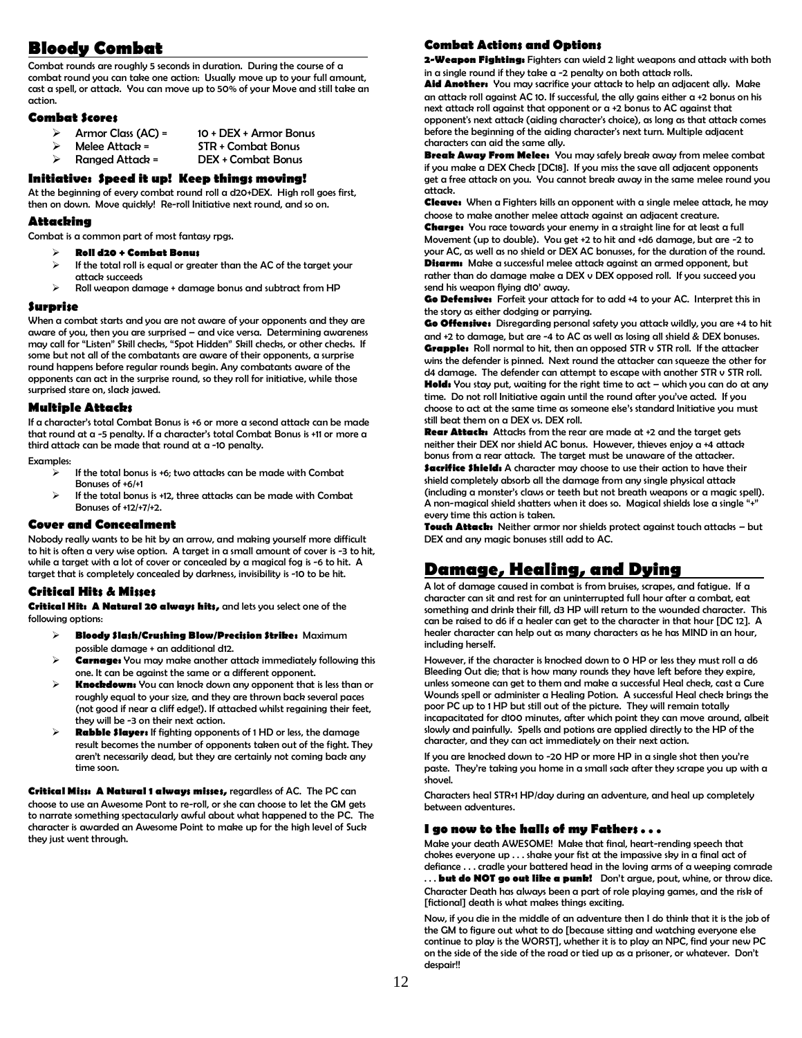# Bloody Combat

Combat rounds are roughly 5 seconds in duration. During the course of a combat round you can take one action: Usually move up to your full amount, cast a spell, or attack. You can move up to 50% of your Move and still take an action.

### Combat Scores

- Armor Class (AC) = 10 + DEX + Armor Bonus
- Melee Attack = STR + Combat Bonus
- Ranged Attack = DEX + Combat Bonus

### Initiative: Speed it up! Keep things moving!

At the beginning of every combat round roll a d20+DEX. High roll goes first, then on down. Move quickly! Re-roll Initiative next round, and so on.

### Attacking

Combat is a common part of most fantasy rpgs.

- **Roll d20 + Combat Bonus**
- If the total roll is equal or greater than the AC of the target your attack succeeds
- Roll weapon damage + damage bonus and subtract from HP

### Surprise

When a combat starts and you are not aware of your opponents and they are aware of you, then you are surprised – and vice versa. Determining awareness may call for "Listen" Skill checks, "Spot Hidden" Skill checks, or other checks. If some but not all of the combatants are aware of their opponents, a surprise round happens before regular rounds begin. Any combatants aware of the opponents can act in the surprise round, so they roll for initiative, while those surprised stare on, slack jawed.

### Multiple Attacks

If a character's total Combat Bonus is +6 or more a second attack can be made that round at a -5 penalty. If a character's total Combat Bonus is +11 or more a third attack can be made that round at a -10 penalty.

Examples:

- If the total bonus is +6; two attacks can be made with Combat Bonuses of +6/+1
- If the total bonus is +12, three attacks can be made with Combat Bonuses of +12/+7/+2.

### Cover and Concealment

Nobody really wants to be hit by an arrow, and making yourself more difficult to hit is often a very wise option. A target in a small amount of cover is -3 to hit, while a target with a lot of cover or concealed by a magical fog is -6 to hit. A target that is completely concealed by darkness, invisibility is -10 to be hit.

### Critical Hits & Misses

**Critical Hit: A Natural 20 always hits,** and lets you select one of the following options:

- **Bloody Slash/Crushing Blow/Precision Strike:** Maximum possible damage + an additional d12.
- **Carnage:** You may make another attack immediately following this one. It can be against the same or a different opponent.
- **Knockdown:** You can knock down any opponent that is less than or roughly equal to your size, and they are thrown back several paces (not good if near a cliff edge!). If attacked whilst regaining their feet, they will be -3 on their next action.
- **Rabble Slayer:** If fighting opponents of 1 HD or less, the damage result becomes the number of opponents taken out of the fight. They aren't necessarily dead, but they are certainly not coming back any time soon.

**Critical Miss: A Natural 1 always misses,** regardless of AC. The PC can choose to use an Awesome Pont to re-roll, or she can choose to let the GM gets to narrate something spectacularly awful about what happened to the PC. The character is awarded an Awesome Point to make up for the high level of Suck they just went through.

### Combat Actions and Options

**2-Weapon Fighting:** Fighters can wield 2 light weapons and attack with both in a single round if they take a -2 penalty on both attack rolls.

**Aid Another:** You may sacrifice your attack to help an adjacent ally. Make an attack roll against AC 10. If successful, the ally gains either a +2 bonus on his next attack roll against that opponent or a +2 bonus to AC against that opponent's next attack (aiding character's choice), as long as that attack comes before the beginning of the aiding character's next turn. Multiple adjacent characters can aid the same ally.

**Break Away From Melee:** You may safely break away from melee combat if you make a DEX Check [DC18]. If you miss the save all adjacent opponents get a free attack on you. You cannot break away in the same melee round you attack.

**Cleave:** When a Fighters kills an opponent with a single melee attack, he may choose to make another melee attack against an adjacent creature.

**Charge:** You race towards your enemy in a straight line for at least a full Movement (up to double). You get +2 to hit and +d6 damage, but are -2 to your AC, as well as no shield or DEX AC bonusses, for the duration of the round.

**Disarm:** Make a successful melee attack against an armed opponent, but rather than do damage make a DEX v DEX opposed roll. If you succeed you send his weapon flying d10' away.

**Go Defensive:** Forfeit your attack for to add +4 to your AC. Interpret this in the story as either dodging or parrying.

**Go Offensive:** Disregarding personal safety you attack wildly, you are +4 to hit and +2 to damage, but are -4 to AC as well as losing all shield & DEX bonuses.

**Grapple:** Roll normal to hit, then an opposed STR v STR roll. If the attacker wins the defender is pinned. Next round the attacker can squeeze the other for d4 damage. The defender can attempt to escape with another STR v STR roll.

**Hold:** You stay put, waiting for the right time to act – which you can do at any time. Do not roll Initiative again until the round after you've acted. If you choose to act at the same time as someone else's standard Initiative you must still beat them on a DEX vs. DEX roll.

**Rear Attack:** Attacks from the rear are made at +2 and the target gets neither their DEX nor shield AC bonus. However, thieves enjoy a +4 attack bonus from a rear attack. The target must be unaware of the attacker.

**Sacrifice Shield:** A character may choose to use their action to have their shield completely absorb all the damage from any single physical attack (including a monster's claws or teeth but not breath weapons or a magic spell). A non-magical shield shatters when it does so. Magical shields lose a single "+" every time this action is taken.

**Touch Attack:** Neither armor nor shields protect against touch attacks – but DEX and any magic bonuses still add to AC.

# Damage, Healing, and Dying

A lot of damage caused in combat is from bruises, scrapes, and fatigue. If a character can sit and rest for an uninterrupted full hour after a combat, eat something and drink their fill, d3 HP will return to the wounded character. This can be raised to d6 if a healer can get to the character in that hour [DC 12]. A healer character can help out as many characters as he has MIND in an hour, including herself.

However, if the character is knocked down to 0 HP or less they must roll a d6 Bleeding Out die; that is how many rounds they have left before they expire, unless someone can get to them and make a successful Heal check, cast a Cure Wounds spell or administer a Healing Potion. A successful Heal check brings the poor PC up to 1 HP but still out of the picture. They will remain totally incapacitated for d100 minutes, after which point they can move around, albeit slowly and painfully. Spells and potions are applied directly to the HP of the character, and they can act immediately on their next action.

If you are knocked down to -20 HP or more HP in a single shot then you're paste. They're taking you home in a small sack after they scrape you up with a shovel.

Characters heal STR+1 HP/day during an adventure, and heal up completely between adventures.

### I go now to the halls of my Fathers . . .

Make your death AWESOME! Make that final, heart-rending speech that chokes everyone up . . . shake your fist at the impassive sky in a final act of defiance . . . cradle your battered head in the loving arms of a weeping comrade . . . **but do NOT go out like a punk!** Don't argue, pout, whine, or throw dice. Character Death has always been a part of role playing games, and the risk of [fictional] death is what makes things exciting.

Now, if you die in the middle of an adventure then I do think that it is the job of the GM to figure out what to do [because sitting and watching everyone else continue to play is the WORST], whether it is to play an NPC, find your new PC on the side of the side of the road or tied up as a prisoner, or whatever. Don't despair!!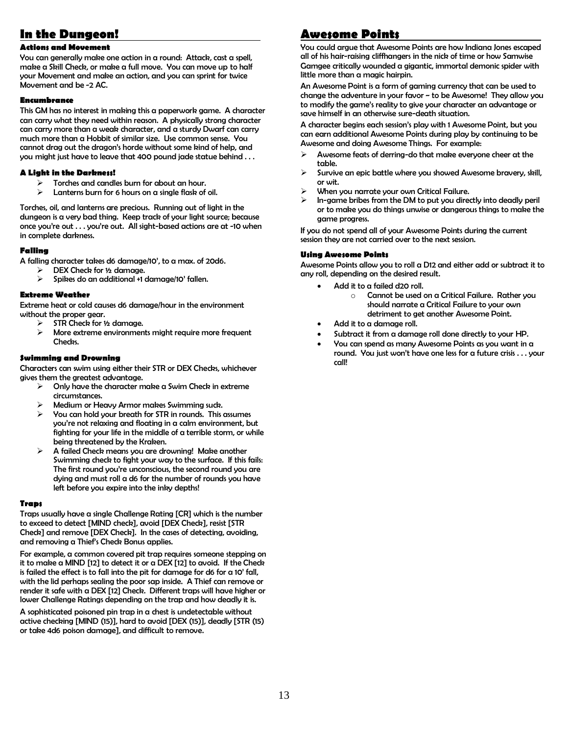# In the Dungeon!

### Actions and Movement

You can generally make one action in a round: Attack, cast a spell, make a Skill Check, or make a full move. You can move up to half your Movement and make an action, and you can sprint for twice Movement and be -2 AC.

### Encumbrance

This GM has no interest in making this a paperwork game. A character can carry what they need within reason. A physically strong character can carry more than a weak character, and a sturdy Dwarf can carry much more than a Hobbit of similar size. Use common sense. You cannot drag out the dragon's horde without some kind of help, and you might just have to leave that 400 pound jade statue behind . . .

### A Light in the Darkness!

- Torches and candles burn for about an hour.
- Lanterns burn for 6 hours on a single flask of oil.

Torches, oil, and lanterns are precious. Running out of light in the dungeon is a very bad thing. Keep track of your light source; because once you're out . . . you're out. All sight-based actions are at -10 when in complete darkness.

### Falling

A falling character takes d6 damage/10', to a max. of 20d6.

- DEX Check for ½ damage.
- Spikes do an additional +1 damage/10' fallen.

### Extreme Weather

Extreme heat or cold causes d6 damage/hour in the environment without the proper gear.

- STR Check for ½ damage.
- More extreme environments might require more frequent Checks.

### Swimming and Drowning

Characters can swim using either their STR or DEX Checks, whichever gives them the greatest advantage.

- Only have the character make a Swim Check in extreme circumstances.
- Medium or Heavy Armor makes Swimming suck.
- You can hold your breath for STR in rounds. This assumes you're not relaxing and floating in a calm environment, but fighting for your life in the middle of a terrible storm, or while being threatened by the Kraken.
- A failed Check means you are drowning! Make another Swimming check to fight your way to the surface. If this fails: The first round you're unconscious, the second round you are dying and must roll a d6 for the number of rounds you have left before you expire into the inky depths!

### Traps

Traps usually have a single Challenge Rating [CR] which is the number to exceed to detect [MIND check], avoid [DEX Check], resist [STR Check] and remove [DEX Check]. In the cases of detecting, avoiding, and removing a Thief's Check Bonus applies.

For example, a common covered pit trap requires someone stepping on it to make a MIND [12] to detect it or a DEX [12] to avoid. If the Check is failed the effect is to fall into the pit for damage for d6 for a 10' fall, with the lid perhaps sealing the poor sap inside. A Thief can remove or render it safe with a DEX [12] Check. Different traps will have higher or lower Challenge Ratings depending on the trap and how deadly it is.

A sophisticated poisoned pin trap in a chest is undetectable without active checking [MIND (15)], hard to avoid [DEX (15)], deadly [STR (15) or take 4d6 poison damage], and difficult to remove.

# Awesome Points

You could argue that Awesome Points are how Indiana Jones escaped all of his hair-raising cliffhangers in the nick of time or how Samwise Gamgee critically wounded a gigantic, immortal demonic spider with little more than a magic hairpin.

An Awesome Point is a form of gaming currency that can be used to change the adventure in your favor ~ to be Awesome! They allow you to modify the game's reality to give your character an advantage or save himself in an otherwise sure-death situation.

A character begins each session's play with 1 Awesome Point, but you can earn additional Awesome Points during play by continuing to be Awesome and doing Awesome Things. For example:

- Awesome feats of derring-do that make everyone cheer at the table.
- Survive an epic battle where you showed Awesome bravery, skill, or wit.
- When you narrate your own Critical Failure.
- In-game bribes from the DM to put you directly into deadly peril or to make you do things unwise or dangerous things to make the game progress.

If you do not spend all of your Awesome Points during the current session they are not carried over to the next session.

### Using Awesome Points

Awesome Points allow you to roll a D12 and either add or subtract it to any roll, depending on the desired result.

- Add it to a failed d20 roll.
  - Cannot be used on a Critical Failure. Rather you should narrate a Critical Failure to your own detriment to get another Awesome Point.
- Add it to a damage roll.
- Subtract it from a damage roll done directly to your HP.
- You can spend as many Awesome Points as you want in a round. You just won't have one less for a future crisis . . . your call!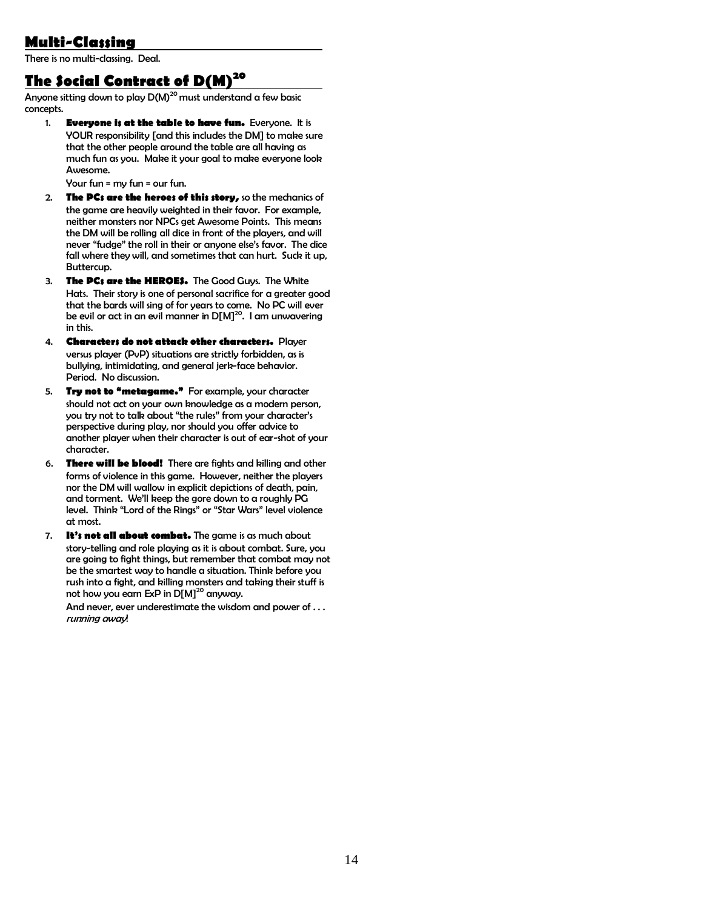## Multi-Classing

There is no multi-classing. Deal.

## The Social Contract of D(M)$^{20}$

Anyone sitting down to play D(M)$^{20}$ must understand a few basic concepts.

1. **Everyone is at the table to have fun.** Everyone. It is YOUR responsibility [and this includes the DM] to make sure that the other people around the table are all having as much fun as you. Make it your goal to make everyone look Awesome.

   Your fun = my fun = our fun.

2. **The PCs are the heroes of this story,** so the mechanics of the game are heavily weighted in their favor. For example, neither monsters nor NPCs get Awesome Points. This means the DM will be rolling all dice in front of the players, and will never "fudge" the roll in their or anyone else's favor. The dice fall where they will, and sometimes that can hurt. Suck it up, Buttercup.

3. **The PCs are the HEROES.** The Good Guys. The White Hats. Their story is one of personal sacrifice for a greater good that the bards will sing of for years to come. No PC will ever be evil or act in an evil manner in D[M]$^{20}$. I am unwavering in this.

4. **Characters do not attack other characters.** Player versus player (PvP) situations are strictly forbidden, as is bullying, intimidating, and general jerk-face behavior. Period. No discussion.

5. **Try not to "metagame."** For example, your character should not act on your own knowledge as a modern person, you try not to talk about "the rules" from your character's perspective during play, nor should you offer advice to another player when their character is out of ear-shot of your character.

6. **There will be blood!** There are fights and killing and other forms of violence in this game. However, neither the players nor the DM will wallow in explicit depictions of death, pain, and torment. We'll keep the gore down to a roughly PG level. Think "Lord of the Rings" or "Star Wars" level violence at most.

7. **It's not all about combat.** The game is as much about story-telling and role playing as it is about combat. Sure, you are going to fight things, but remember that combat may not be the smartest way to handle a situation. Think before you rush into a fight, and killing monsters and taking their stuff is not how you earn ExP in D[M]$^{20}$ anyway.

   And never, ever underestimate the wisdom and power of . . . *running away*!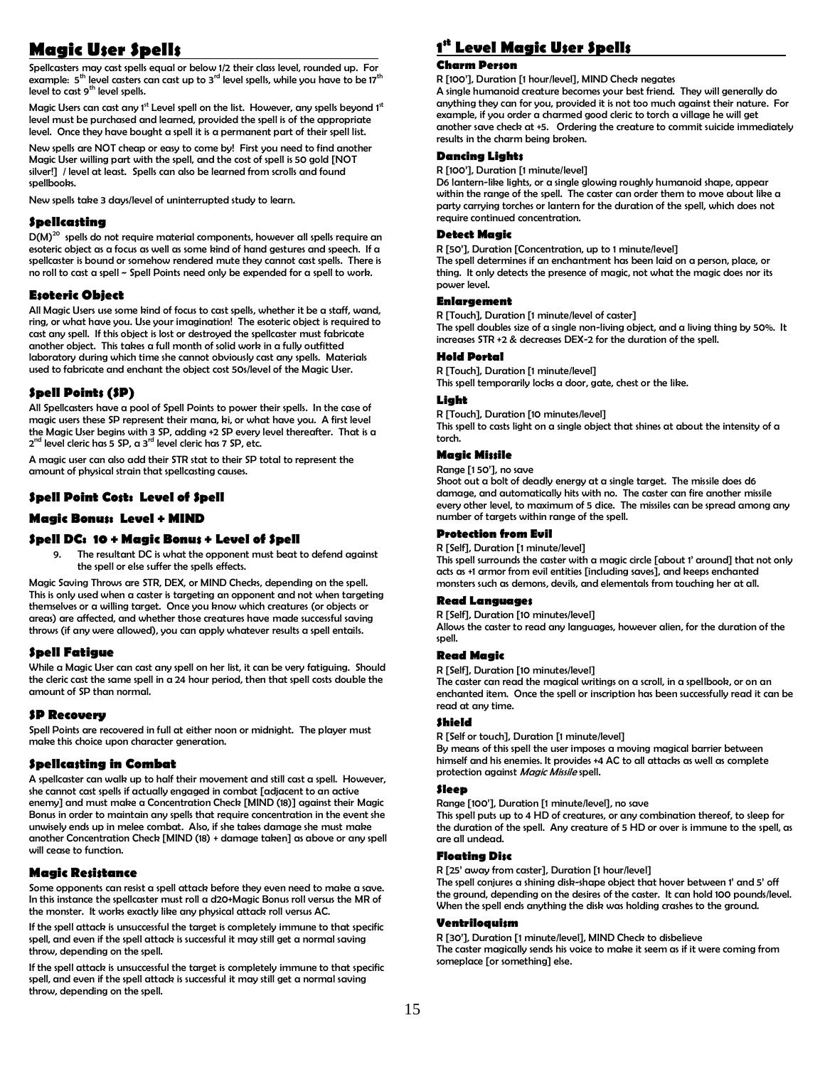# Magic User Spells

Spellcasters may cast spells equal or below 1/2 their class level, rounded up. For example: 5th level casters can cast up to 3rd level spells, while you have to be 17th level to cast 9th level spells.

Magic Users can cast any 1st Level spell on the list. However, any spells beyond 1st level must be purchased and learned, provided the spell is of the appropriate level. Once they have bought a spell it is a permanent part of their spell list.

New spells are NOT cheap or easy to come by! First you need to find another Magic User willing part with the spell, and the cost of spell is 50 gold [NOT silver!] / level at least. Spells can also be learned from scrolls and found spellbooks.

New spells take 3 days/level of uninterrupted study to learn.

## Spellcasting

D(M)[20] spells do not require material components, however all spells require an esoteric object as a focus as well as some kind of hand gestures and speech. If a spellcaster is bound or somehow rendered mute they cannot cast spells. There is no roll to cast a spell ~ Spell Points need only be expended for a spell to work.

## Esoteric Object

All Magic Users use some kind of focus to cast spells, whether it be a staff, wand, ring, or what have you. Use your imagination! The esoteric object is required to cast any spell. If this object is lost or destroyed the spellcaster must fabricate another object. This takes a full month of solid work in a fully outfitted laboratory during which time she cannot obviously cast any spells. Materials used to fabricate and enchant the object cost 50s/level of the Magic User.

## Spell Points (SP)

All Spellcasters have a pool of Spell Points to power their spells. In the case of magic users these SP represent their mana, ki, or what have you. A first level the Magic User begins with 3 SP, adding +2 SP every level thereafter. That is a 2nd level cleric has 5 SP, a 3rd level cleric has 7 SP, etc.

A magic user can also add their STR stat to their SP total to represent the amount of physical strain that spellcasting causes.

## Spell Point Cost: Level of Spell

## Magic Bonus: Level + MIND

## Spell DC: 10 + Magic Bonus + Level of Spell

9. The resultant DC is what the opponent must beat to defend against the spell or else suffer the spells effects.

Magic Saving Throws are STR, DEX, or MIND Checks, depending on the spell. This is only used when a caster is targeting an opponent and not when targeting themselves or a willing target. Once you know which creatures (or objects or areas) are affected, and whether those creatures have made successful saving throws (if any were allowed), you can apply whatever results a spell entails.

## Spell Fatigue

While a Magic User can cast any spell on her list, it can be very fatiguing. Should the cleric cast the same spell in a 24 hour period, then that spell costs double the amount of SP than normal.

## SP Recovery

Spell Points are recovered in full at either noon or midnight. The player must make this choice upon character generation.

## Spellcasting in Combat

A spellcaster can walk up to half their movement and still cast a spell. However, she cannot cast spells if actually engaged in combat [adjacent to an active enemy] and must make a Concentration Check [MIND (18)] against their Magic Bonus in order to maintain any spells that require concentration in the event she unwisely ends up in melee combat. Also, if she takes damage she must make another Concentration Check [MIND (18) + damage taken] as above or any spell will cease to function.

## Magic Resistance

Some opponents can resist a spell before they even need to make a save. In this instance the spellcaster must roll a d20+Magic Bonus roll versus the MR of the monster. It works exactly like any physical attack roll versus AC.

If the spell attack is unsuccessful the target is completely immune to that specific spell, and even if the spell attack is successful it may still get a normal saving throw, depending on the spell.

If the spell attack is unsuccessful the target is completely immune to that specific spell, and even if the spell attack is successful it may still get a normal saving throw, depending on the spell.

# 1st Level Magic User Spells

### Charm Person

R [100'], Duration [1 hour/level], MIND Check negates
A single humanoid creature becomes your best friend. They will generally do anything they can for you, provided it is not too much against their nature. For example, if you order a charmed good cleric to torch a village he will get another save check at +5. Ordering the creature to commit suicide immediately results in the charm being broken.

### Dancing Lights

R [100'], Duration [1 minute/level]
D6 lantern-like lights, or a single glowing roughly humanoid shape, appear within the range of the spell. The caster can order them to move about like a party carrying torches or lantern for the duration of the spell, which does not require continued concentration.

### Detect Magic

R [50'], Duration [Concentration, up to 1 minute/level]
The spell determines if an enchantment has been laid on a person, place, or thing. It only detects the presence of magic, not what the magic does nor its power level.

### Enlargement

R [Touch], Duration [1 minute/level of caster]
The spell doubles size of a single non-living object, and a living thing by 50%. It increases STR +2 & decreases DEX-2 for the duration of the spell.

### Hold Portal

R [Touch], Duration [1 minute/level]
This spell temporarily locks a door, gate, chest or the like.

### Light

R [Touch], Duration [10 minutes/level]
This spell to casts light on a single object that shines at about the intensity of a torch.

### Magic Missile

Range [1 50'], no save
Shoot out a bolt of deadly energy at a single target. The missile does d6 damage, and automatically hits with no. The caster can fire another missile every other level, to maximum of 5 dice. The missiles can be spread among any number of targets within range of the spell.

### Protection from Evil

R [Self], Duration [1 minute/level]
This spell surrounds the caster with a magic circle [about 1' around] that not only acts as +1 armor from evil entities [including saves], and keeps enchanted monsters such as demons, devils, and elementals from touching her at all.

### Read Languages

R [Self], Duration [10 minutes/level]
Allows the caster to read any languages, however alien, for the duration of the spell.

### Read Magic

R [Self], Duration [10 minutes/level]
The caster can read the magical writings on a scroll, in a spellbook, or on an enchanted item. Once the spell or inscription has been successfully read it can be read at any time.

### Shield

R [Self or touch], Duration [1 minute/level]
By means of this spell the user imposes a moving magical barrier between himself and his enemies. It provides +4 AC to all attacks as well as complete protection against *Magic Missile* spell.

### Sleep

Range [100'], Duration [1 minute/level], no save
This spell puts up to 4 HD of creatures, or any combination thereof, to sleep for the duration of the spell. Any creature of 5 HD or over is immune to the spell, as are all undead.

### Floating Disc

R [25' away from caster], Duration [1 hour/level]
The spell conjures a shining disk-shape object that hover between 1' and 5' off the ground, depending on the desires of the caster. It can hold 100 pounds/level. When the spell ends anything the disk was holding crashes to the ground.

### Ventriloquism

R [30'], Duration [1 minute/level], MIND Check to disbelieve
The caster magically sends his voice to make it seem as if it were coming from someplace [or something] else.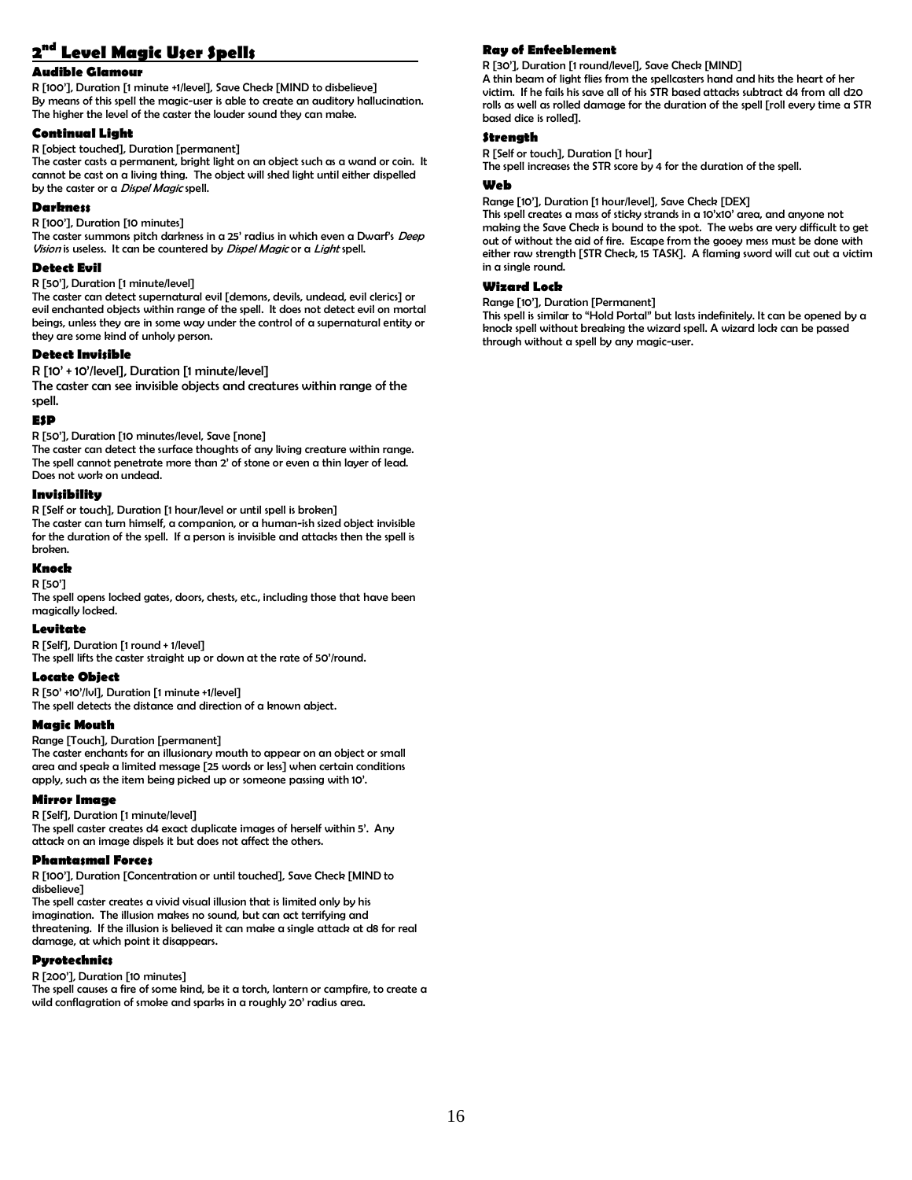## 2nd Level Magic User Spells

### Audible Glamour

R [100'], Duration [1 minute +1/level], Save Check [MIND to disbelieve]
By means of this spell the magic-user is able to create an auditory hallucination. The higher the level of the caster the louder sound they can make.

### Continual Light

R [object touched], Duration [permanent]
The caster casts a permanent, bright light on an object such as a wand or coin. It cannot be cast on a living thing. The object will shed light until either dispelled by the caster or a *Dispel Magic* spell.

### Darkness

R [100'], Duration [10 minutes]
The caster summons pitch darkness in a 25' radius in which even a Dwarf's *Deep Vision* is useless. It can be countered by *Dispel Magic* or a *Light* spell.

### Detect Evil

R [50'], Duration [1 minute/level]
The caster can detect supernatural evil [demons, devils, undead, evil clerics] or evil enchanted objects within range of the spell. It does not detect evil on mortal beings, unless they are in some way under the control of a supernatural entity or they are some kind of unholy person.

### Detect Invisible

R [10' + 10'/level], Duration [1 minute/level]
The caster can see invisible objects and creatures within range of the spell.

### ESP

R [50'], Duration [10 minutes/level, Save [none]
The caster can detect the surface thoughts of any living creature within range. The spell cannot penetrate more than 2' of stone or even a thin layer of lead. Does not work on undead.

### Invisibility

R [Self or touch], Duration [1 hour/level or until spell is broken]
The caster can turn himself, a companion, or a human-ish sized object invisible for the duration of the spell. If a person is invisible and attacks then the spell is broken.

### Knock

R [50']
The spell opens locked gates, doors, chests, etc., including those that have been magically locked.

### Levitate

R [Self], Duration [1 round + 1/level]
The spell lifts the caster straight up or down at the rate of 50'/round.

### Locate Object

R [50' +10'/lvl], Duration [1 minute +1/level]
The spell detects the distance and direction of a known abject.

### Magic Mouth

Range [Touch], Duration [permanent]
The caster enchants for an illusionary mouth to appear on an object or small area and speak a limited message [25 words or less] when certain conditions apply, such as the item being picked up or someone passing with 10'.

### Mirror Image

R [Self], Duration [1 minute/level]
The spell caster creates d4 exact duplicate images of herself within 5'. Any attack on an image dispels it but does not affect the others.

### Phantasmal Forces

R [100'], Duration [Concentration or until touched], Save Check [MIND to disbelieve]
The spell caster creates a vivid visual illusion that is limited only by his imagination. The illusion makes no sound, but can act terrifying and threatening. If the illusion is believed it can make a single attack at d8 for real damage, at which point it disappears.

### Pyrotechnics

R [200'], Duration [10 minutes]
The spell causes a fire of some kind, be it a torch, lantern or campfire, to create a wild conflagration of smoke and sparks in a roughly 20' radius area.

### Ray of Enfeeblement

R [30'], Duration [1 round/level], Save Check [MIND]
A thin beam of light flies from the spellcasters hand and hits the heart of her victim. If he fails his save all of his STR based attacks subtract d4 from all d20 rolls as well as rolled damage for the duration of the spell [roll every time a STR based dice is rolled].

### Strength

R [Self or touch], Duration [1 hour]
The spell increases the STR score by 4 for the duration of the spell.

### Web

Range [10'], Duration [1 hour/level], Save Check [DEX]
This spell creates a mass of sticky strands in a 10'x10' area, and anyone not making the Save Check is bound to the spot. The webs are very difficult to get out of without the aid of fire. Escape from the gooey mess must be done with either raw strength [STR Check, 15 TASK]. A flaming sword will cut out a victim in a single round.

### Wizard Lock

Range [10'], Duration [Permanent]
This spell is similar to "Hold Portal" but lasts indefinitely. It can be opened by a knock spell without breaking the wizard spell. A wizard lock can be passed through without a spell by any magic-user.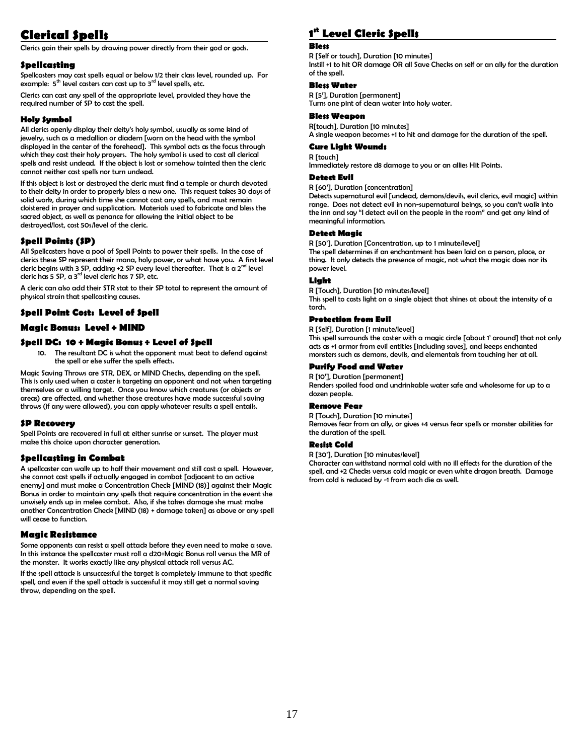# Clerical Spells

Clerics gain their spells by drawing power directly from their god or gods.

### Spellcasting

Spellcasters may cast spells equal or below 1/2 their class level, rounded up. For example: 5th level casters can cast up to 3rd level spells, etc.

Clerics can cast any spell of the appropriate level, provided they have the required number of SP to cast the spell.

#### Holy Symbol

All clerics openly display their deity's holy symbol, usually as some kind of jewelry, such as a medallion or diadem [worn on the head with the symbol displayed in the center of the forehead]. This symbol acts as the focus through which they cast their holy prayers. The holy symbol is used to cast all clerical spells and resist undead. If the object is lost or somehow tainted then the cleric cannot neither cast spells nor turn undead.

If this object is lost or destroyed the cleric must find a temple or church devoted to their deity in order to properly bless a new one. This request takes 30 days of solid work, during which time she cannot cast any spells, and must remain cloistered in prayer and supplication. Materials used to fabricate and bless the sacred object, as well as penance for allowing the initial object to be destroyed/lost, cost 50s/level of the cleric.

### Spell Points (SP)

All Spellcasters have a pool of Spell Points to power their spells. In the case of clerics these SP represent their mana, holy power, or what have you. A first level cleric begins with 3 SP, adding +2 SP every level thereafter. That is a 2nd level cleric has 5 SP, a 3rd level cleric has 7 SP, etc.

A cleric can also add their STR stat to their SP total to represent the amount of physical strain that spellcasting causes.

### Spell Point Cost: Level of Spell

### Magic Bonus: Level + MIND

### Spell DC: 10 + Magic Bonus + Level of Spell

10. The resultant DC is what the opponent must beat to defend against the spell or else suffer the spells effects.

Magic Saving Throws are STR, DEX, or MIND Checks, depending on the spell. This is only used when a caster is targeting an opponent and not when targeting themselves or a willing target. Once you know which creatures (or objects or areas) are affected, and whether those creatures have made successful saving throws (if any were allowed), you can apply whatever results a spell entails.

### SP Recovery

Spell Points are recovered in full at either sunrise or sunset. The player must make this choice upon character generation.

### Spellcasting in Combat

A spellcaster can walk up to half their movement and still cast a spell. However, she cannot cast spells if actually engaged in combat [adjacent to an active enemy] and must make a Concentration Check [MIND (18)] against their Magic Bonus in order to maintain any spells that require concentration in the event she unwisely ends up in melee combat. Also, if she takes damage she must make another Concentration Check [MIND (18) + damage taken] as above or any spell will cease to function.

### Magic Resistance

Some opponents can resist a spell attack before they even need to make a save. In this instance the spellcaster must roll a d20+Magic Bonus roll versus the MR of the monster. It works exactly like any physical attack roll versus AC.

If the spell attack is unsuccessful the target is completely immune to that specific spell, and even if the spell attack is successful it may still get a normal saving throw, depending on the spell.

## 1st Level Cleric Spells

#### Bless

R [Self or touch], Duration [10 minutes]
Instill +1 to hit OR damage OR all Save Checks on self or an ally for the duration of the spell.

#### Bless Water

R [5'], Duration [permanent]
Turns one pint of clean water into holy water.

#### Bless Weapon

R[touch], Duration [10 minutes]
A single weapon becomes +1 to hit and damage for the duration of the spell.

#### Cure Light Wounds

R [touch]
Immediately restore d8 damage to you or an allies Hit Points.

#### Detect Evil

R [60'], Duration [concentration]
Detects supernatural evil [undead, demons/devils, evil clerics, evil magic] within range. Does not detect evil in non-supernatural beings, so you can't walk into the inn and say "I detect evil on the people in the room" and get any kind of meaningful information.

#### Detect Magic

R [50'], Duration [Concentration, up to 1 minute/level]
The spell determines if an enchantment has been laid on a person, place, or thing. It only detects the presence of magic, not what the magic does nor its power level.

#### Light

R [Touch], Duration [10 minutes/level]
This spell to casts light on a single object that shines at about the intensity of a torch.

#### Protection from Evil

R [Self], Duration [1 minute/level]
This spell surrounds the caster with a magic circle [about 1' around] that not only acts as +1 armor from evil entities [including saves], and keeps enchanted monsters such as demons, devils, and elementals from touching her at all.

#### Purify Food and Water

R [10'], Duration [permanent]
Renders spoiled food and undrinkable water safe and wholesome for up to a dozen people.

#### Remove Fear

R [Touch], Duration [10 minutes]
Removes fear from an ally, or gives +4 versus fear spells or monster abilities for the duration of the spell.

#### Resist Cold

R [30'], Duration [10 minutes/level]
Character can withstand normal cold with no ill effects for the duration of the spell, and +2 Checks versus cold magic or even white dragon breath. Damage from cold is reduced by -1 from each die as well.